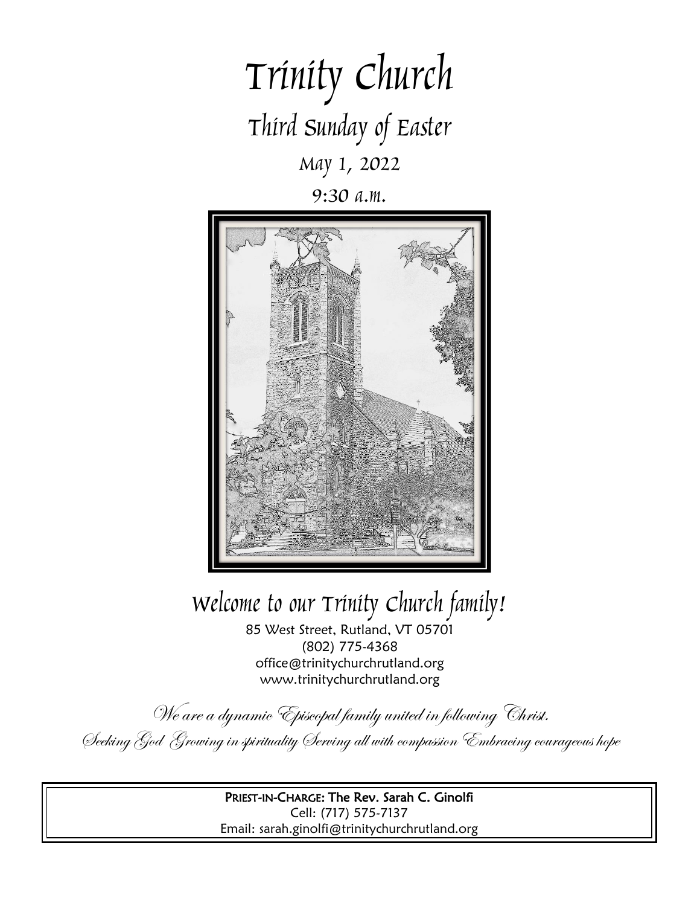# Trinity Church

## Third Sunday of Easter

May 1, 2022

9:30 a.m.

## Welcome to our Trinity Church family!

85 West Street, Rutland, VT 05701
(802) 775-4368
office@trinitychurchrutland.org
www.trinitychurchrutland.org

*We are a dynamic Episcopal family united in following Christ.*

*Seeking God Growing in spirituality Serving all with compassion Embracing courageous hope*

**PRIEST-IN-CHARGE: The Rev. Sarah C. Ginolfi**
Cell: (717) 575-7137
Email: sarah.ginolfi@trinitychurchrutland.org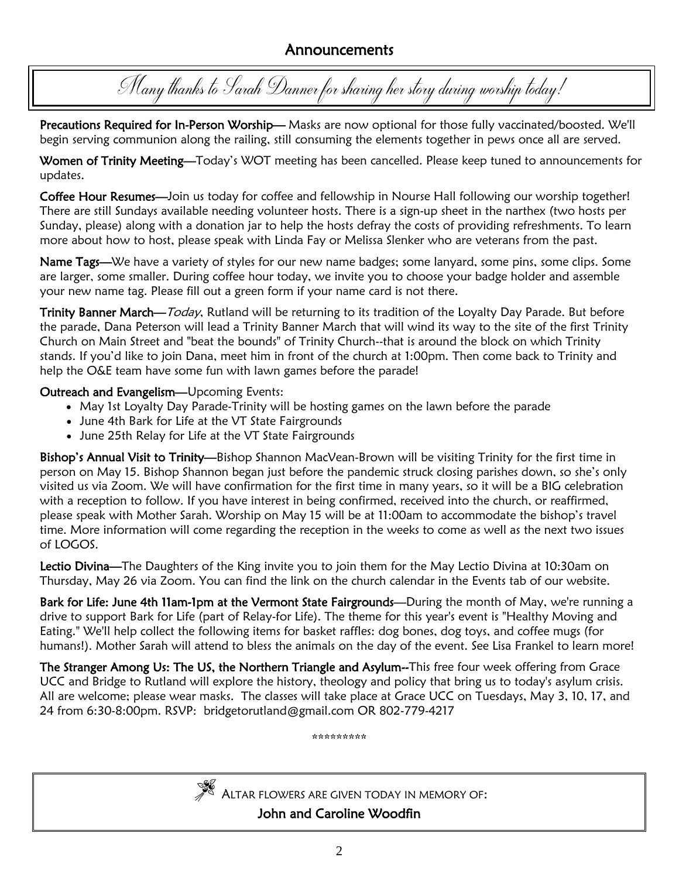## Announcements

*Many thanks to Sarah Danner for sharing her story during worship today!*

**Precautions Required for In-Person Worship**— Masks are now optional for those fully vaccinated/boosted. We'll begin serving communion along the railing, still consuming the elements together in pews once all are served.

**Women of Trinity Meeting**—Today's WOT meeting has been cancelled. Please keep tuned to announcements for updates.

**Coffee Hour Resumes**—Join us today for coffee and fellowship in Nourse Hall following our worship together! There are still Sundays available needing volunteer hosts. There is a sign-up sheet in the narthex (two hosts per Sunday, please) along with a donation jar to help the hosts defray the costs of providing refreshments. To learn more about how to host, please speak with Linda Fay or Melissa Slenker who are veterans from the past.

**Name Tags**—We have a variety of styles for our new name badges; some lanyard, some pins, some clips. Some are larger, some smaller. During coffee hour today, we invite you to choose your badge holder and assemble your new name tag. Please fill out a green form if your name card is not there.

**Trinity Banner March**—*Today*, Rutland will be returning to its tradition of the Loyalty Day Parade. But before the parade, Dana Peterson will lead a Trinity Banner March that will wind its way to the site of the first Trinity Church on Main Street and "beat the bounds" of Trinity Church--that is around the block on which Trinity stands. If you'd like to join Dana, meet him in front of the church at 1:00pm. Then come back to Trinity and help the O&E team have some fun with lawn games before the parade!

**Outreach and Evangelism**—Upcoming Events:

- May 1st Loyalty Day Parade-Trinity will be hosting games on the lawn before the parade
- June 4th Bark for Life at the VT State Fairgrounds
- June 25th Relay for Life at the VT State Fairgrounds

**Bishop's Annual Visit to Trinity**—Bishop Shannon MacVean-Brown will be visiting Trinity for the first time in person on May 15. Bishop Shannon began just before the pandemic struck closing parishes down, so she's only visited us via Zoom. We will have confirmation for the first time in many years, so it will be a BIG celebration with a reception to follow. If you have interest in being confirmed, received into the church, or reaffirmed, please speak with Mother Sarah. Worship on May 15 will be at 11:00am to accommodate the bishop's travel time. More information will come regarding the reception in the weeks to come as well as the next two issues of LOGOS.

**Lectio Divina**—The Daughters of the King invite you to join them for the May Lectio Divina at 10:30am on Thursday, May 26 via Zoom. You can find the link on the church calendar in the Events tab of our website.

**Bark for Life: June 4th 11am-1pm at the Vermont State Fairgrounds**—During the month of May, we're running a drive to support Bark for Life (part of Relay-for Life). The theme for this year's event is "Healthy Moving and Eating." We'll help collect the following items for basket raffles: dog bones, dog toys, and coffee mugs (for humans!). Mother Sarah will attend to bless the animals on the day of the event. See Lisa Frankel to learn more!

**The Stranger Among Us: The US, the Northern Triangle and Asylum--**This free four week offering from Grace UCC and Bridge to Rutland will explore the history, theology and policy that bring us to today's asylum crisis. All are welcome; please wear masks. The classes will take place at Grace UCC on Tuesdays, May 3, 10, 17, and 24 from 6:30-8:00pm. RSVP: bridgetorutland@gmail.com OR 802-779-4217

\*\*\*\*\*\*\*\*\*

ALTAR FLOWERS ARE GIVEN TODAY IN MEMORY OF:

**John and Caroline Woodfin**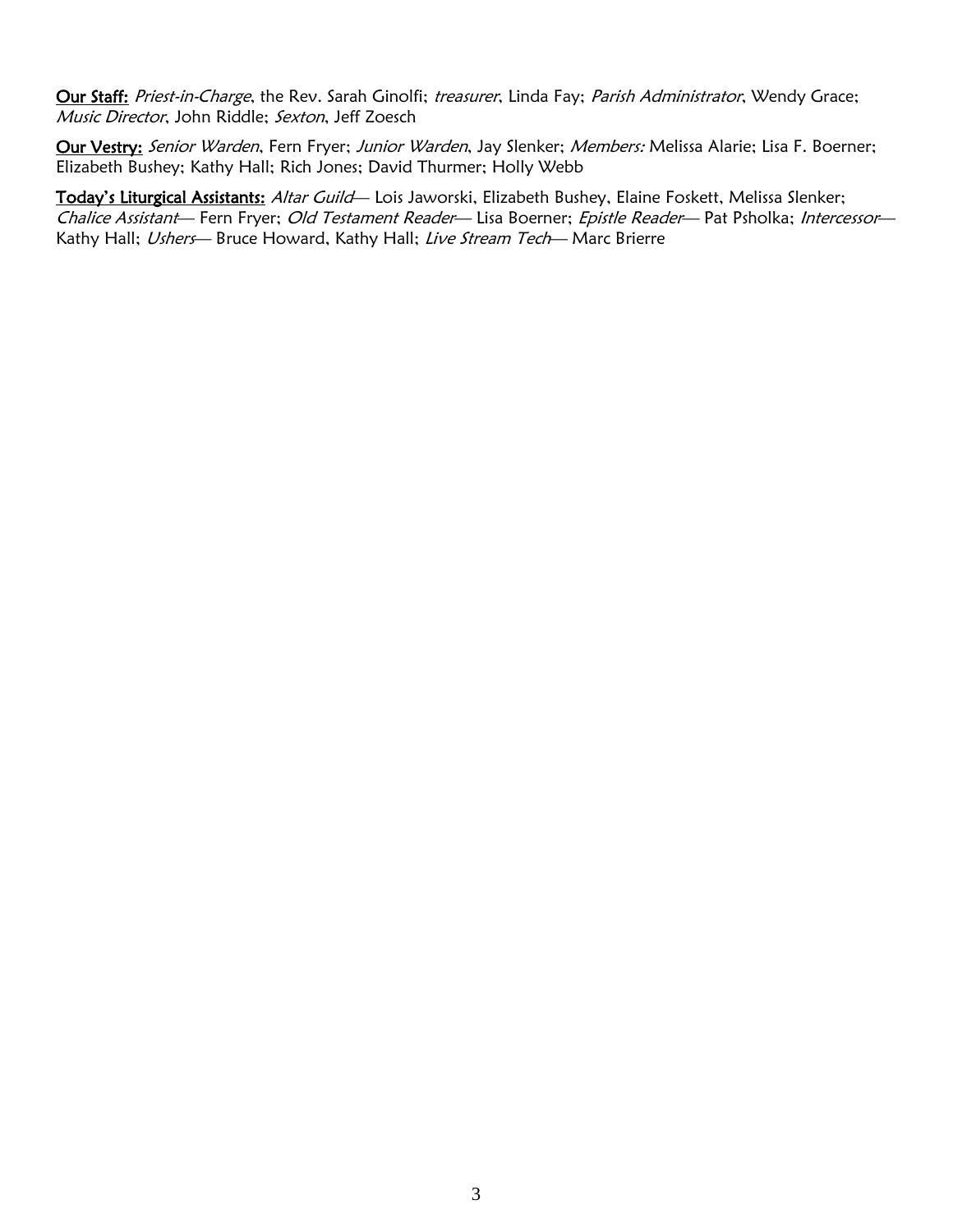**<u>Our Staff:</u>** *Priest-in-Charge*, the Rev. Sarah Ginolfi; *treasurer*, Linda Fay; *Parish Administrator*, Wendy Grace; *Music Director*, John Riddle; *Sexton*, Jeff Zoesch

**<u>Our Vestry:</u>** *Senior Warden*, Fern Fryer; *Junior Warden*, Jay Slenker; *Members:* Melissa Alarie; Lisa F. Boerner; Elizabeth Bushey; Kathy Hall; Rich Jones; David Thurmer; Holly Webb

**<u>Today's Liturgical Assistants:</u>** *Altar Guild*— Lois Jaworski, Elizabeth Bushey, Elaine Foskett, Melissa Slenker; *Chalice Assistant*— Fern Fryer; *Old Testament Reader*— Lisa Boerner; *Epistle Reader*— Pat Psholka; *Intercessor*— Kathy Hall; *Ushers*— Bruce Howard, Kathy Hall; *Live Stream Tech*— Marc Brierre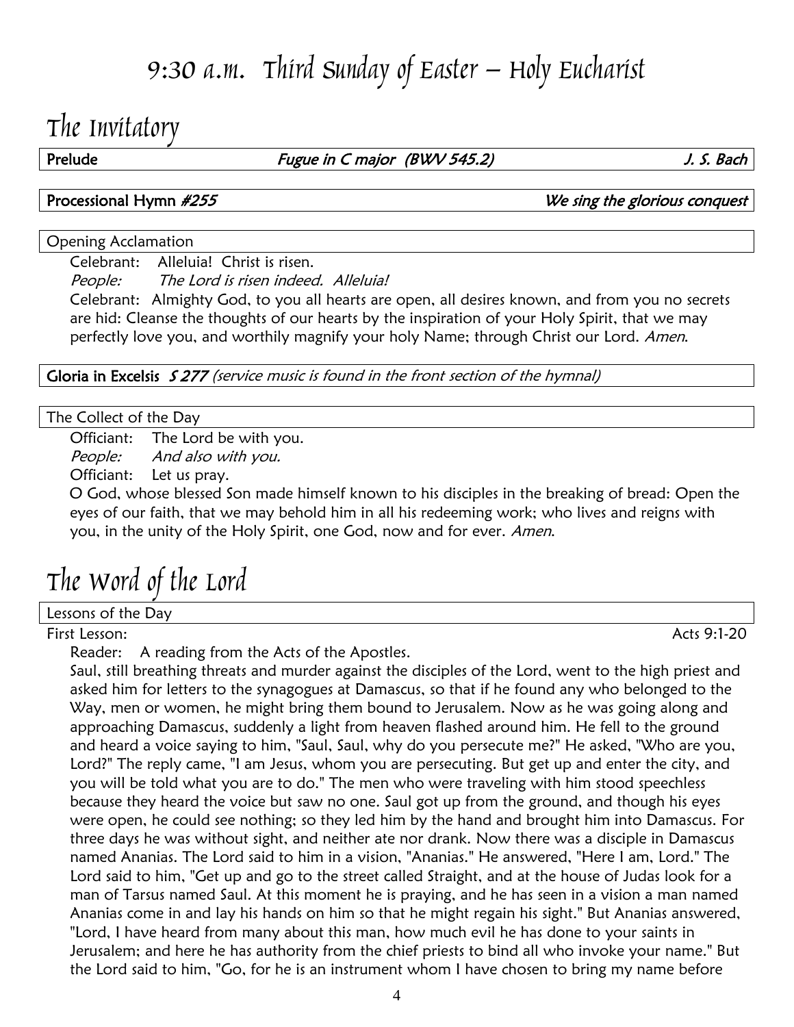# 9:30 a.m. Third Sunday of Easter – Holy Eucharist

## The Invitatory

**Prelude** *Fugue in C major (BWV 545.2)* *J. S. Bach*

**Processional Hymn** ***#255*** ***We sing the glorious conquest***

Opening Acclamation

Celebrant: Alleluia! Christ is risen.
*People: The Lord is risen indeed. Alleluia!*
Celebrant: Almighty God, to you all hearts are open, all desires known, and from you no secrets are hid: Cleanse the thoughts of our hearts by the inspiration of your Holy Spirit, that we may perfectly love you, and worthily magnify your holy Name; through Christ our Lord. *Amen.*

**Gloria in Excelsis** ***S 277*** *(service music is found in the front section of the hymnal)*

The Collect of the Day

Officiant: The Lord be with you.
*People: And also with you.*
Officiant: Let us pray.
O God, whose blessed Son made himself known to his disciples in the breaking of bread: Open the eyes of our faith, that we may behold him in all his redeeming work; who lives and reigns with you, in the unity of the Holy Spirit, one God, now and for ever. *Amen.*

## The Word of the Lord

Lessons of the Day

First Lesson: Acts 9:1-20

Reader: A reading from the Acts of the Apostles.
Saul, still breathing threats and murder against the disciples of the Lord, went to the high priest and asked him for letters to the synagogues at Damascus, so that if he found any who belonged to the Way, men or women, he might bring them bound to Jerusalem. Now as he was going along and approaching Damascus, suddenly a light from heaven flashed around him. He fell to the ground and heard a voice saying to him, "Saul, Saul, why do you persecute me?" He asked, "Who are you, Lord?" The reply came, "I am Jesus, whom you are persecuting. But get up and enter the city, and you will be told what you are to do." The men who were traveling with him stood speechless because they heard the voice but saw no one. Saul got up from the ground, and though his eyes were open, he could see nothing; so they led him by the hand and brought him into Damascus. For three days he was without sight, and neither ate nor drank. Now there was a disciple in Damascus named Ananias. The Lord said to him in a vision, "Ananias." He answered, "Here I am, Lord." The Lord said to him, "Get up and go to the street called Straight, and at the house of Judas look for a man of Tarsus named Saul. At this moment he is praying, and he has seen in a vision a man named Ananias come in and lay his hands on him so that he might regain his sight." But Ananias answered, "Lord, I have heard from many about this man, how much evil he has done to your saints in Jerusalem; and here he has authority from the chief priests to bind all who invoke your name." But the Lord said to him, "Go, for he is an instrument whom I have chosen to bring my name before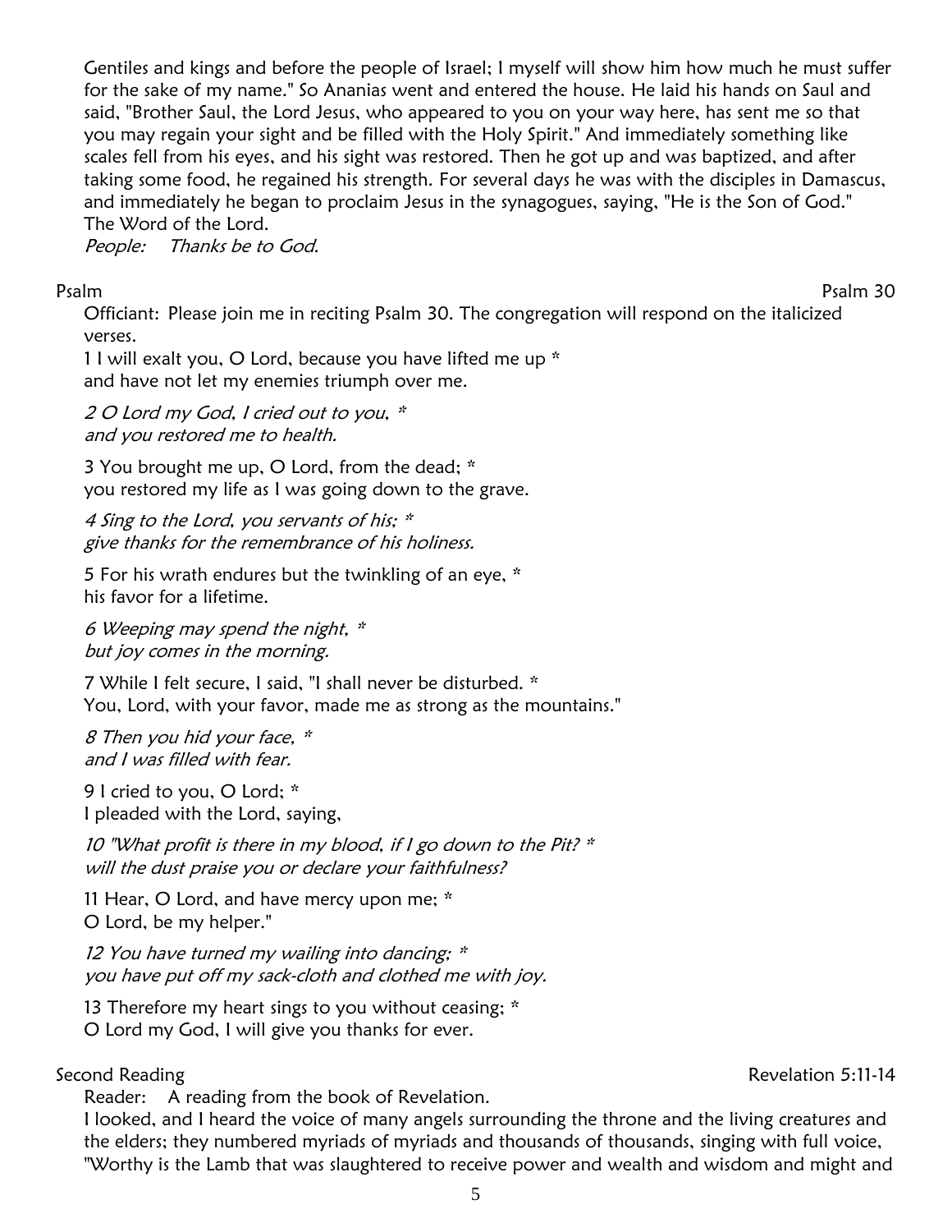Gentiles and kings and before the people of Israel; I myself will show him how much he must suffer for the sake of my name." So Ananias went and entered the house. He laid his hands on Saul and said, "Brother Saul, the Lord Jesus, who appeared to you on your way here, has sent me so that you may regain your sight and be filled with the Holy Spirit." And immediately something like scales fell from his eyes, and his sight was restored. Then he got up and was baptized, and after taking some food, he regained his strength. For several days he was with the disciples in Damascus, and immediately he began to proclaim Jesus in the synagogues, saying, "He is the Son of God."
The Word of the Lord.
*People: Thanks be to God.*

Psalm — Psalm 30

Officiant: Please join me in reciting Psalm 30. The congregation will respond on the italicized verses.

1 I will exalt you, O Lord, because you have lifted me up *
and have not let my enemies triumph over me.

*2 O Lord my God, I cried out to you, **
*and you restored me to health.*

3 You brought me up, O Lord, from the dead; *
you restored my life as I was going down to the grave.

*4 Sing to the Lord, you servants of his; **
*give thanks for the remembrance of his holiness.*

5 For his wrath endures but the twinkling of an eye, *
his favor for a lifetime.

*6 Weeping may spend the night, **
*but joy comes in the morning.*

7 While I felt secure, I said, "I shall never be disturbed. *
You, Lord, with your favor, made me as strong as the mountains."

*8 Then you hid your face, **
*and I was filled with fear.*

9 I cried to you, O Lord; *
I pleaded with the Lord, saying,

*10 "What profit is there in my blood, if I go down to the Pit? **
*will the dust praise you or declare your faithfulness?*

11 Hear, O Lord, and have mercy upon me; *
O Lord, be my helper."

*12 You have turned my wailing into dancing; **
*you have put off my sack-cloth and clothed me with joy.*

13 Therefore my heart sings to you without ceasing; *
O Lord my God, I will give you thanks for ever.

Second Reading — Revelation 5:11-14

Reader: A reading from the book of Revelation.
I looked, and I heard the voice of many angels surrounding the throne and the living creatures and the elders; they numbered myriads of myriads and thousands of thousands, singing with full voice, "Worthy is the Lamb that was slaughtered to receive power and wealth and wisdom and might and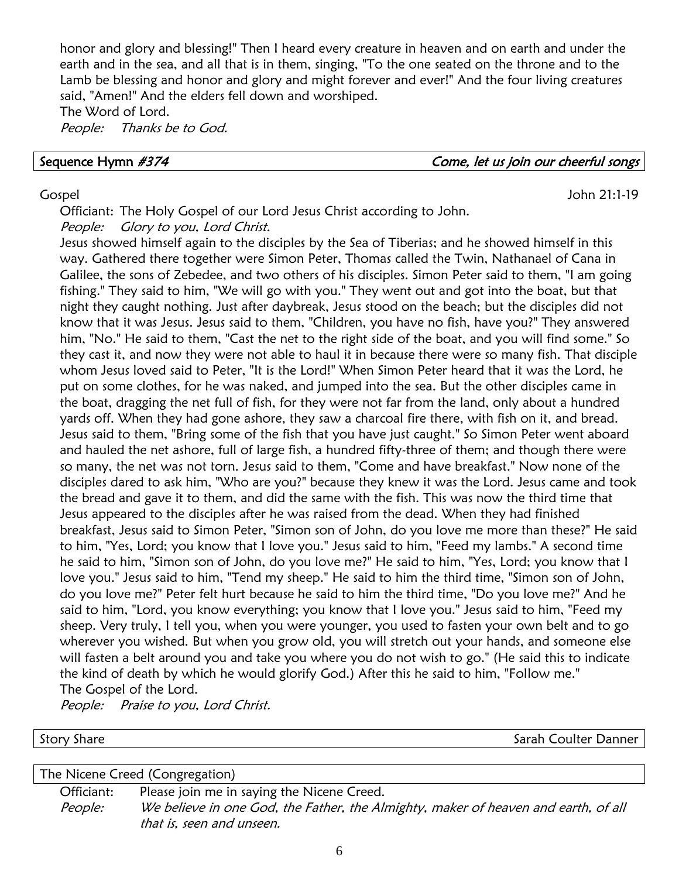honor and glory and blessing!" Then I heard every creature in heaven and on earth and under the earth and in the sea, and all that is in them, singing, "To the one seated on the throne and to the Lamb be blessing and honor and glory and might forever and ever!" And the four living creatures said, "Amen!" And the elders fell down and worshiped.
The Word of Lord.
*People: Thanks be to God.*

**Sequence Hymn *#374*** — ***Come, let us join our cheerful songs***

Gospel — John 21:1-19

Officiant: The Holy Gospel of our Lord Jesus Christ according to John.
*People: Glory to you, Lord Christ.*

Jesus showed himself again to the disciples by the Sea of Tiberias; and he showed himself in this way. Gathered there together were Simon Peter, Thomas called the Twin, Nathanael of Cana in Galilee, the sons of Zebedee, and two others of his disciples. Simon Peter said to them, "I am going fishing." They said to him, "We will go with you." They went out and got into the boat, but that night they caught nothing. Just after daybreak, Jesus stood on the beach; but the disciples did not know that it was Jesus. Jesus said to them, "Children, you have no fish, have you?" They answered him, "No." He said to them, "Cast the net to the right side of the boat, and you will find some." So they cast it, and now they were not able to haul it in because there were so many fish. That disciple whom Jesus loved said to Peter, "It is the Lord!" When Simon Peter heard that it was the Lord, he put on some clothes, for he was naked, and jumped into the sea. But the other disciples came in the boat, dragging the net full of fish, for they were not far from the land, only about a hundred yards off. When they had gone ashore, they saw a charcoal fire there, with fish on it, and bread. Jesus said to them, "Bring some of the fish that you have just caught." So Simon Peter went aboard and hauled the net ashore, full of large fish, a hundred fifty-three of them; and though there were so many, the net was not torn. Jesus said to them, "Come and have breakfast." Now none of the disciples dared to ask him, "Who are you?" because they knew it was the Lord. Jesus came and took the bread and gave it to them, and did the same with the fish. This was now the third time that Jesus appeared to the disciples after he was raised from the dead. When they had finished breakfast, Jesus said to Simon Peter, "Simon son of John, do you love me more than these?" He said to him, "Yes, Lord; you know that I love you." Jesus said to him, "Feed my lambs." A second time he said to him, "Simon son of John, do you love me?" He said to him, "Yes, Lord; you know that I love you." Jesus said to him, "Tend my sheep." He said to him the third time, "Simon son of John, do you love me?" Peter felt hurt because he said to him the third time, "Do you love me?" And he said to him, "Lord, you know everything; you know that I love you." Jesus said to him, "Feed my sheep. Very truly, I tell you, when you were younger, you used to fasten your own belt and to go wherever you wished. But when you grow old, you will stretch out your hands, and someone else will fasten a belt around you and take you where you do not wish to go." (He said this to indicate the kind of death by which he would glorify God.) After this he said to him, "Follow me."
The Gospel of the Lord.
*People: Praise to you, Lord Christ.*

Story Share — Sarah Coulter Danner

The Nicene Creed (Congregation)

Officiant: Please join me in saying the Nicene Creed.
*People: We believe in one God, the Father, the Almighty, maker of heaven and earth, of all that is, seen and unseen.*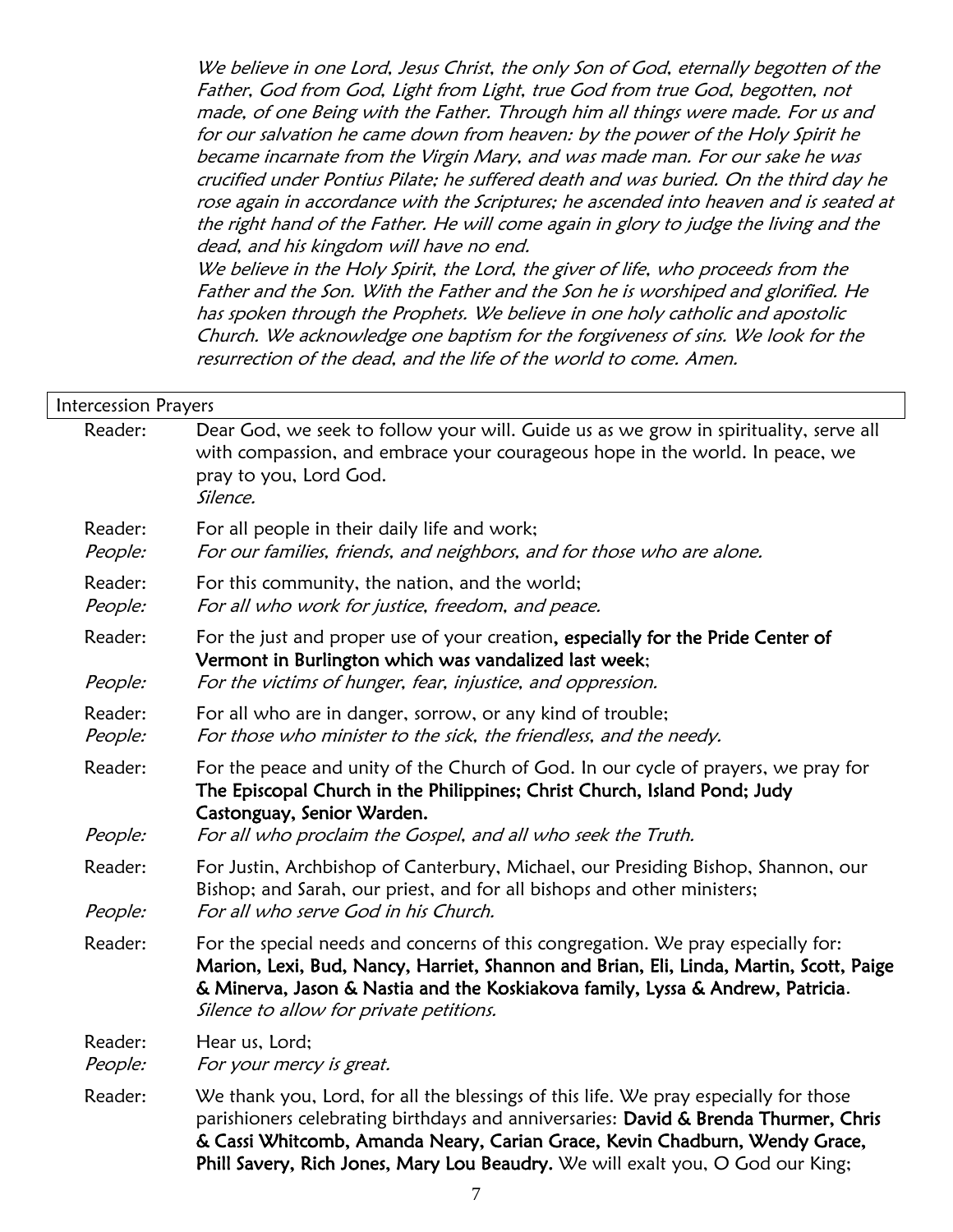*We believe in one Lord, Jesus Christ, the only Son of God, eternally begotten of the Father, God from God, Light from Light, true God from true God, begotten, not made, of one Being with the Father. Through him all things were made. For us and for our salvation he came down from heaven: by the power of the Holy Spirit he became incarnate from the Virgin Mary, and was made man. For our sake he was crucified under Pontius Pilate; he suffered death and was buried. On the third day he rose again in accordance with the Scriptures; he ascended into heaven and is seated at the right hand of the Father. He will come again in glory to judge the living and the dead, and his kingdom will have no end.*

*We believe in the Holy Spirit, the Lord, the giver of life, who proceeds from the Father and the Son. With the Father and the Son he is worshiped and glorified. He has spoken through the Prophets. We believe in one holy catholic and apostolic Church. We acknowledge one baptism for the forgiveness of sins. We look for the resurrection of the dead, and the life of the world to come. Amen.*

## Intercession Prayers

Reader: Dear God, we seek to follow your will. Guide us as we grow in spirituality, serve all with compassion, and embrace your courageous hope in the world. In peace, we pray to you, Lord God.
*Silence.*

Reader: For all people in their daily life and work;
*People: For our families, friends, and neighbors, and for those who are alone.*

Reader: For this community, the nation, and the world;
*People: For all who work for justice, freedom, and peace.*

Reader: For the just and proper use of your creation, **especially for the Pride Center of Vermont in Burlington which was vandalized last week**;
*People: For the victims of hunger, fear, injustice, and oppression.*

Reader: For all who are in danger, sorrow, or any kind of trouble;
*People: For those who minister to the sick, the friendless, and the needy.*

Reader: For the peace and unity of the Church of God. In our cycle of prayers, we pray for **The Episcopal Church in the Philippines; Christ Church, Island Pond; Judy Castonguay, Senior Warden.**
*People: For all who proclaim the Gospel, and all who seek the Truth.*

Reader: For Justin, Archbishop of Canterbury, Michael, our Presiding Bishop, Shannon, our Bishop; and Sarah, our priest, and for all bishops and other ministers;
*People: For all who serve God in his Church.*

Reader: For the special needs and concerns of this congregation. We pray especially for: **Marion, Lexi, Bud, Nancy, Harriet, Shannon and Brian, Eli, Linda, Martin, Scott, Paige & Minerva, Jason & Nastia and the Koskiakova family, Lyssa & Andrew, Patricia**.
*Silence to allow for private petitions.*

Reader: Hear us, Lord;
*People: For your mercy is great.*

Reader: We thank you, Lord, for all the blessings of this life. We pray especially for those parishioners celebrating birthdays and anniversaries: **David & Brenda Thurmer, Chris & Cassi Whitcomb, Amanda Neary, Carian Grace, Kevin Chadburn, Wendy Grace, Phill Savery, Rich Jones, Mary Lou Beaudry.** We will exalt you, O God our King;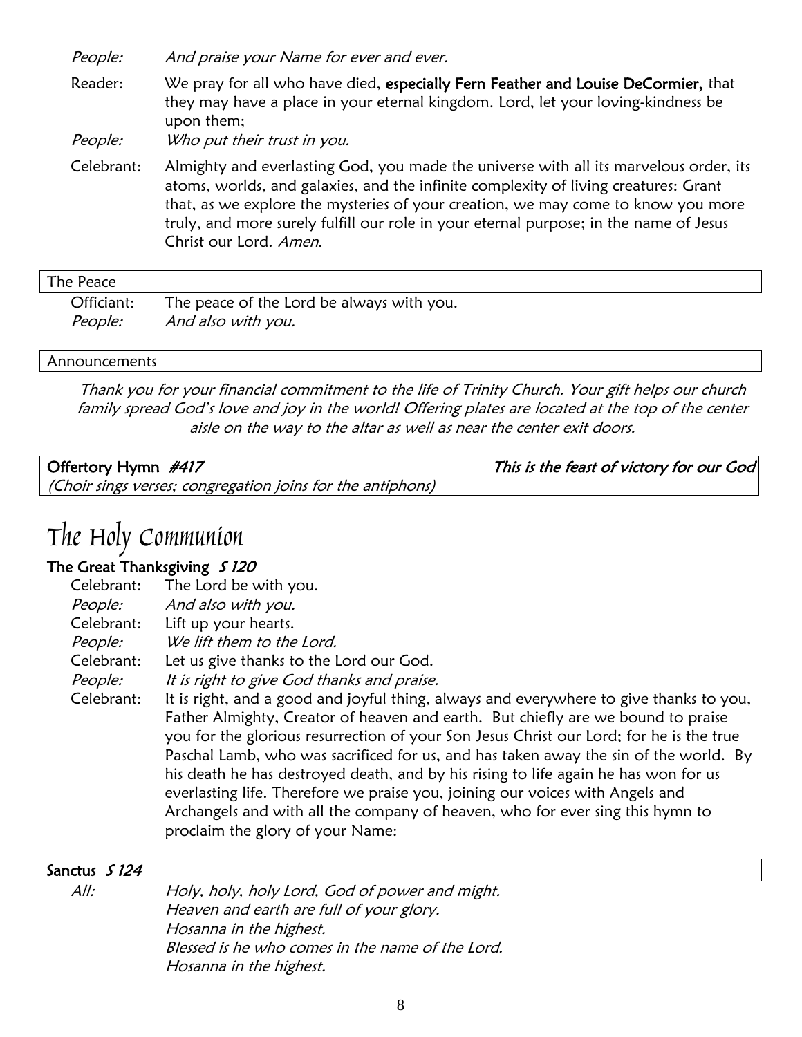*People:* *And praise your Name for ever and ever.*

Reader: We pray for all who have died, **especially Fern Feather and Louise DeCormier,** that they may have a place in your eternal kingdom. Lord, let your loving-kindness be upon them;

*People:* *Who put their trust in you.*

Celebrant: Almighty and everlasting God, you made the universe with all its marvelous order, its atoms, worlds, and galaxies, and the infinite complexity of living creatures: Grant that, as we explore the mysteries of your creation, we may come to know you more truly, and more surely fulfill our role in your eternal purpose; in the name of Jesus Christ our Lord. *Amen.*

### The Peace

Officiant: The peace of the Lord be always with you.

*People:* *And also with you.*

### Announcements

*Thank you for your financial commitment to the life of Trinity Church. Your gift helps our church family spread God's love and joy in the world! Offering plates are located at the top of the center aisle on the way to the altar as well as near the center exit doors.*

### Offertory Hymn *#417* — *This is the feast of victory for our God*

*(Choir sings verses; congregation joins for the antiphons)*

# The Holy Communion

## The Great Thanksgiving *S 120*

Celebrant: The Lord be with you.

*People:* *And also with you.*

Celebrant: Lift up your hearts.

*People:* *We lift them to the Lord.*

Celebrant: Let us give thanks to the Lord our God.

*People:* *It is right to give God thanks and praise.*

Celebrant: It is right, and a good and joyful thing, always and everywhere to give thanks to you, Father Almighty, Creator of heaven and earth. But chiefly are we bound to praise you for the glorious resurrection of your Son Jesus Christ our Lord; for he is the true Paschal Lamb, who was sacrificed for us, and has taken away the sin of the world. By his death he has destroyed death, and by his rising to life again he has won for us everlasting life. Therefore we praise you, joining our voices with Angels and Archangels and with all the company of heaven, who for ever sing this hymn to proclaim the glory of your Name:

### Sanctus *S 124*

*All:* *Holy, holy, holy Lord, God of power and might.*
*Heaven and earth are full of your glory.*
*Hosanna in the highest.*
*Blessed is he who comes in the name of the Lord.*
*Hosanna in the highest.*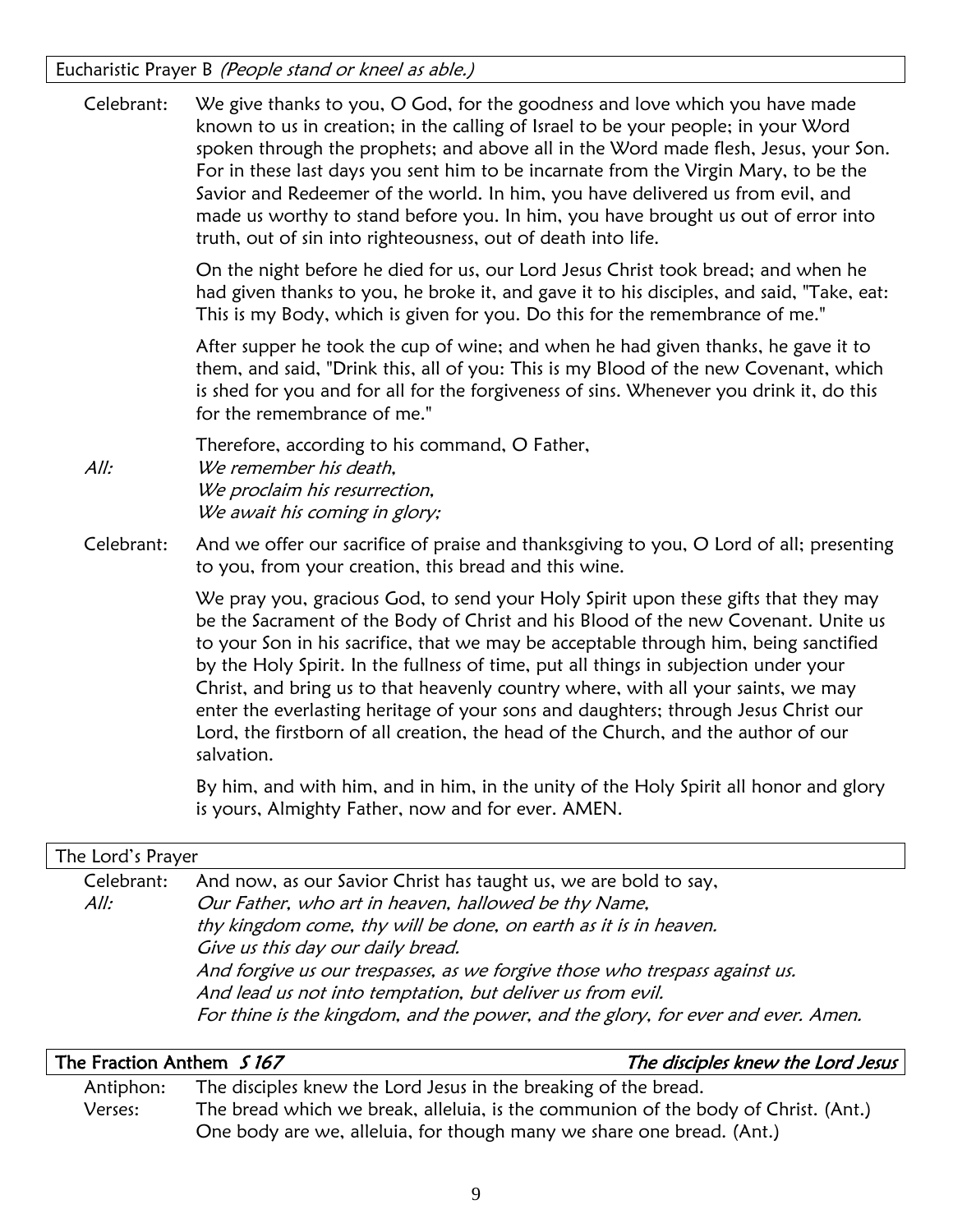## Eucharistic Prayer B *(People stand or kneel as able.)*

Celebrant: We give thanks to you, O God, for the goodness and love which you have made known to us in creation; in the calling of Israel to be your people; in your Word spoken through the prophets; and above all in the Word made flesh, Jesus, your Son. For in these last days you sent him to be incarnate from the Virgin Mary, to be the Savior and Redeemer of the world. In him, you have delivered us from evil, and made us worthy to stand before you. In him, you have brought us out of error into truth, out of sin into righteousness, out of death into life.

On the night before he died for us, our Lord Jesus Christ took bread; and when he had given thanks to you, he broke it, and gave it to his disciples, and said, "Take, eat: This is my Body, which is given for you. Do this for the remembrance of me."

After supper he took the cup of wine; and when he had given thanks, he gave it to them, and said, "Drink this, all of you: This is my Blood of the new Covenant, which is shed for you and for all for the forgiveness of sins. Whenever you drink it, do this for the remembrance of me."

Therefore, according to his command, O Father,

*All:* *We remember his death,*
*We proclaim his resurrection,*
*We await his coming in glory;*

Celebrant: And we offer our sacrifice of praise and thanksgiving to you, O Lord of all; presenting to you, from your creation, this bread and this wine.

We pray you, gracious God, to send your Holy Spirit upon these gifts that they may be the Sacrament of the Body of Christ and his Blood of the new Covenant. Unite us to your Son in his sacrifice, that we may be acceptable through him, being sanctified by the Holy Spirit. In the fullness of time, put all things in subjection under your Christ, and bring us to that heavenly country where, with all your saints, we may enter the everlasting heritage of your sons and daughters; through Jesus Christ our Lord, the firstborn of all creation, the head of the Church, and the author of our salvation.

By him, and with him, and in him, in the unity of the Holy Spirit all honor and glory is yours, Almighty Father, now and for ever. AMEN.

## The Lord's Prayer

Celebrant: And now, as our Savior Christ has taught us, we are bold to say,

*All:* *Our Father, who art in heaven, hallowed be thy Name,*
*thy kingdom come, thy will be done, on earth as it is in heaven.*
*Give us this day our daily bread.*
*And forgive us our trespasses, as we forgive those who trespass against us.*
*And lead us not into temptation, but deliver us from evil.*
*For thine is the kingdom, and the power, and the glory, for ever and ever. Amen.*

## The Fraction Anthem *S 167* — *The disciples knew the Lord Jesus*

Antiphon: The disciples knew the Lord Jesus in the breaking of the bread.

Verses: The bread which we break, alleluia, is the communion of the body of Christ. (Ant.)
One body are we, alleluia, for though many we share one bread. (Ant.)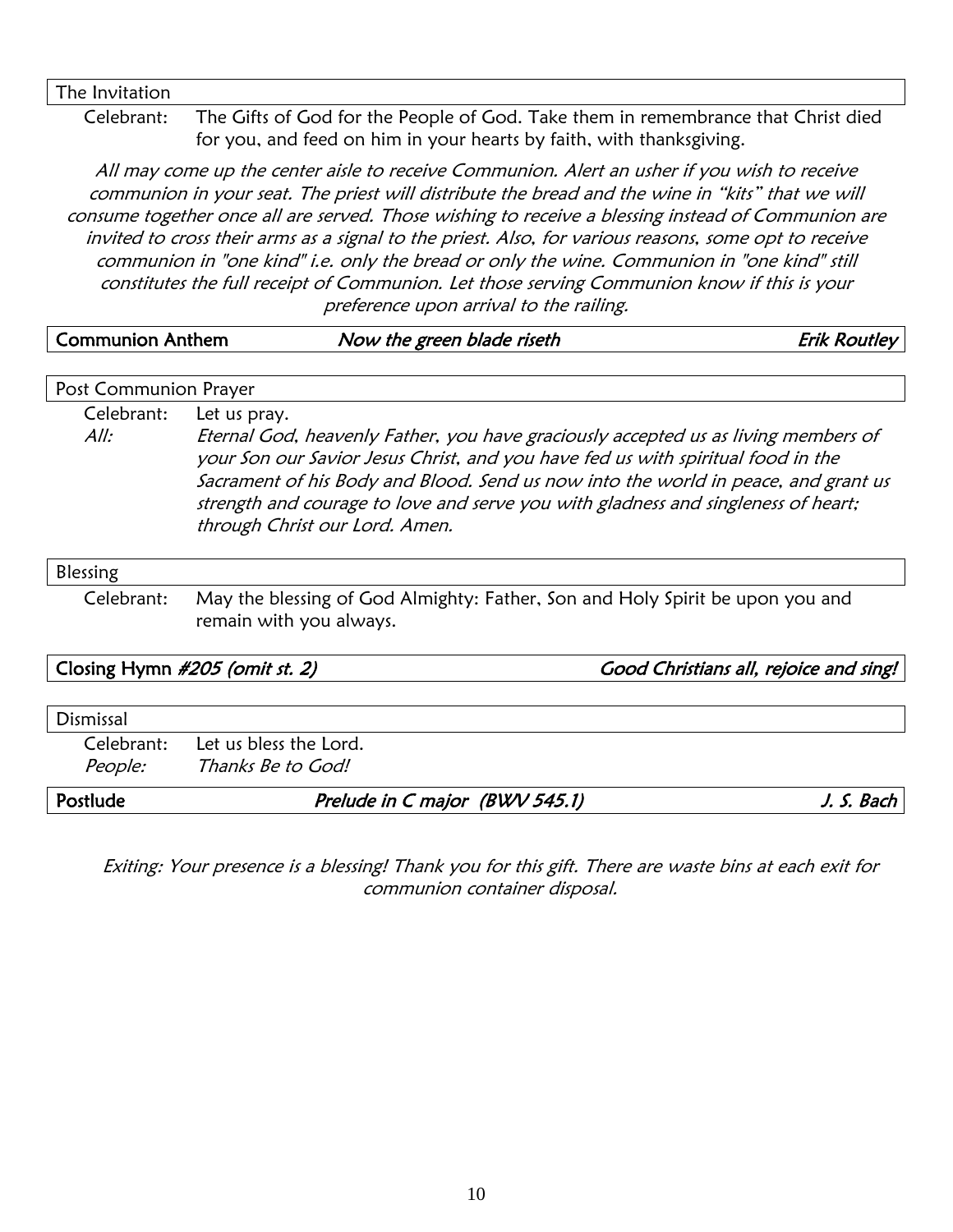### The Invitation

Celebrant: The Gifts of God for the People of God. Take them in remembrance that Christ died for you, and feed on him in your hearts by faith, with thanksgiving.

*All may come up the center aisle to receive Communion. Alert an usher if you wish to receive communion in your seat. The priest will distribute the bread and the wine in "kits" that we will consume together once all are served. Those wishing to receive a blessing instead of Communion are invited to cross their arms as a signal to the priest. Also, for various reasons, some opt to receive communion in "one kind" i.e. only the bread or only the wine. Communion in "one kind" still constitutes the full receipt of Communion. Let those serving Communion know if this is your preference upon arrival to the railing.*

**Communion Anthem** — ***Now the green blade riseth*** — ***Erik Routley***

### Post Communion Prayer

Celebrant: Let us pray.
*All:* *Eternal God, heavenly Father, you have graciously accepted us as living members of your Son our Savior Jesus Christ, and you have fed us with spiritual food in the Sacrament of his Body and Blood. Send us now into the world in peace, and grant us strength and courage to love and serve you with gladness and singleness of heart; through Christ our Lord. Amen.*

### Blessing

Celebrant: May the blessing of God Almighty: Father, Son and Holy Spirit be upon you and remain with you always.

**Closing Hymn *#205 (omit st. 2)*** — ***Good Christians all, rejoice and sing!***

### Dismissal

Celebrant: Let us bless the Lord.
*People:* *Thanks Be to God!*

**Postlude** — ***Prelude in C major (BWV 545.1)*** — ***J. S. Bach***

*Exiting: Your presence is a blessing! Thank you for this gift. There are waste bins at each exit for communion container disposal.*